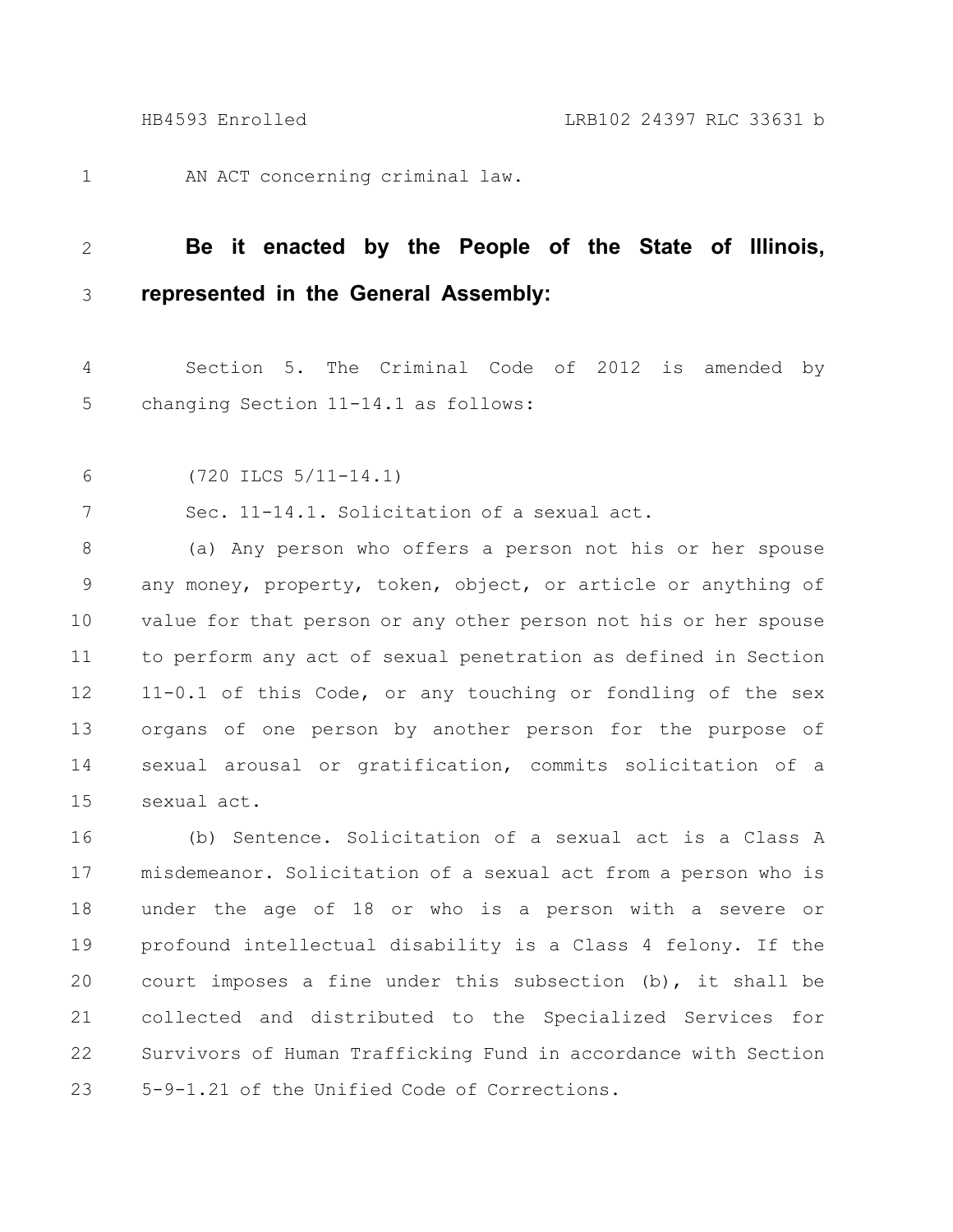AN ACT concerning criminal law.

**Be it enacted by the People of the State of Illinois, represented in the General Assembly:**

Section 5. The Criminal Code of 2012 is amended by changing Section 11-14.1 as follows:

(720 ILCS 5/11-14.1)

Sec. 11-14.1. Solicitation of a sexual act.

(a) Any person who offers a person not his or her spouse any money, property, token, object, or article or anything of value for that person or any other person not his or her spouse to perform any act of sexual penetration as defined in Section 11-0.1 of this Code, or any touching or fondling of the sex organs of one person by another person for the purpose of sexual arousal or gratification, commits solicitation of a sexual act.

(b) Sentence. Solicitation of a sexual act is a Class A misdemeanor. Solicitation of a sexual act from a person who is under the age of 18 or who is a person with a severe or profound intellectual disability is a Class 4 felony. If the court imposes a fine under this subsection (b), it shall be collected and distributed to the Specialized Services for Survivors of Human Trafficking Fund in accordance with Section 5-9-1.21 of the Unified Code of Corrections.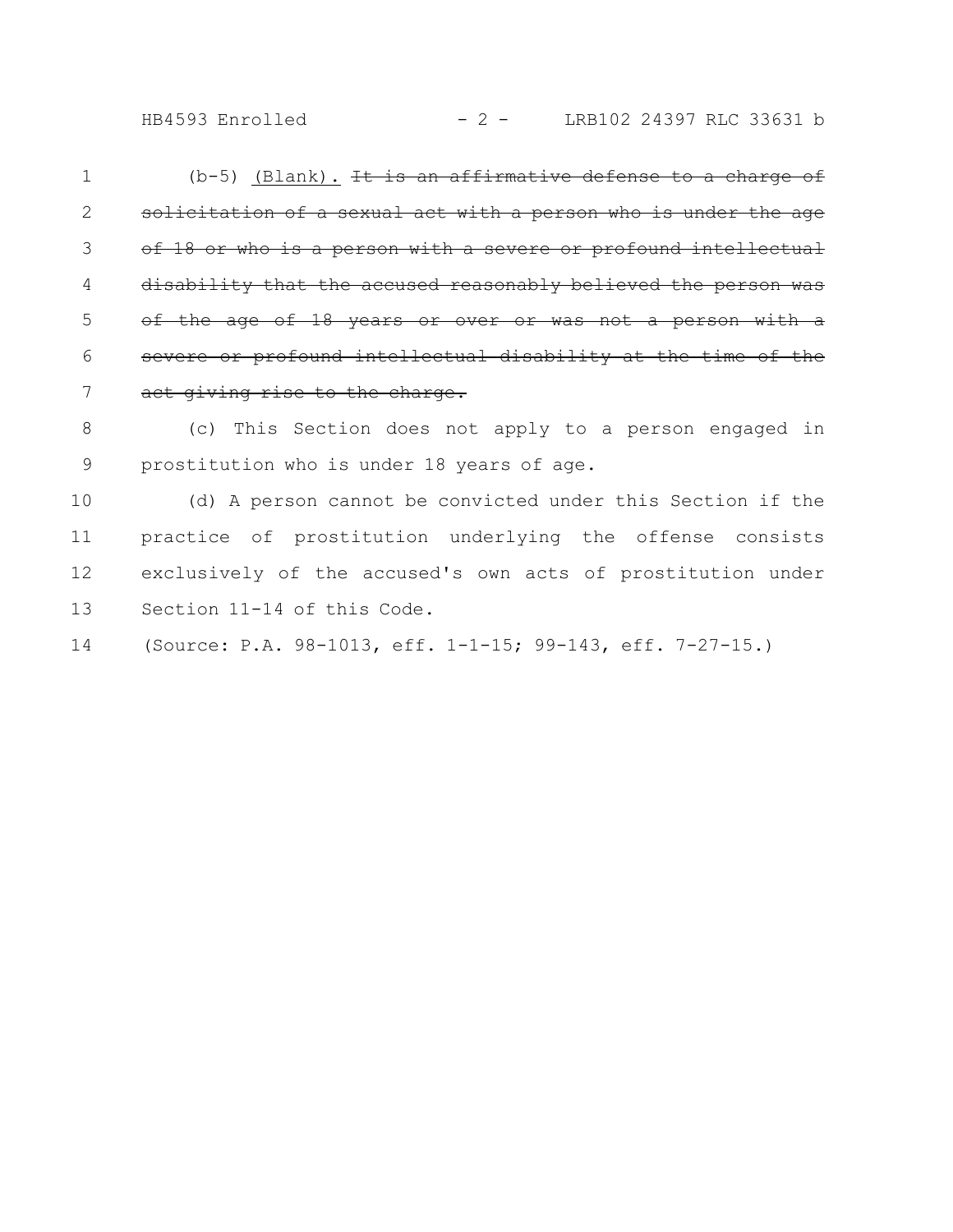(b-5) <u>(Blank).</u> ~~It is an affirmative defense to a charge of solicitation of a sexual act with a person who is under the age of 18 or who is a person with a severe or profound intellectual disability that the accused reasonably believed the person was of the age of 18 years or over or was not a person with a severe or profound intellectual disability at the time of the act giving rise to the charge.~~

(c) This Section does not apply to a person engaged in prostitution who is under 18 years of age.

(d) A person cannot be convicted under this Section if the practice of prostitution underlying the offense consists exclusively of the accused's own acts of prostitution under Section 11-14 of this Code.

(Source: P.A. 98-1013, eff. 1-1-15; 99-143, eff. 7-27-15.)